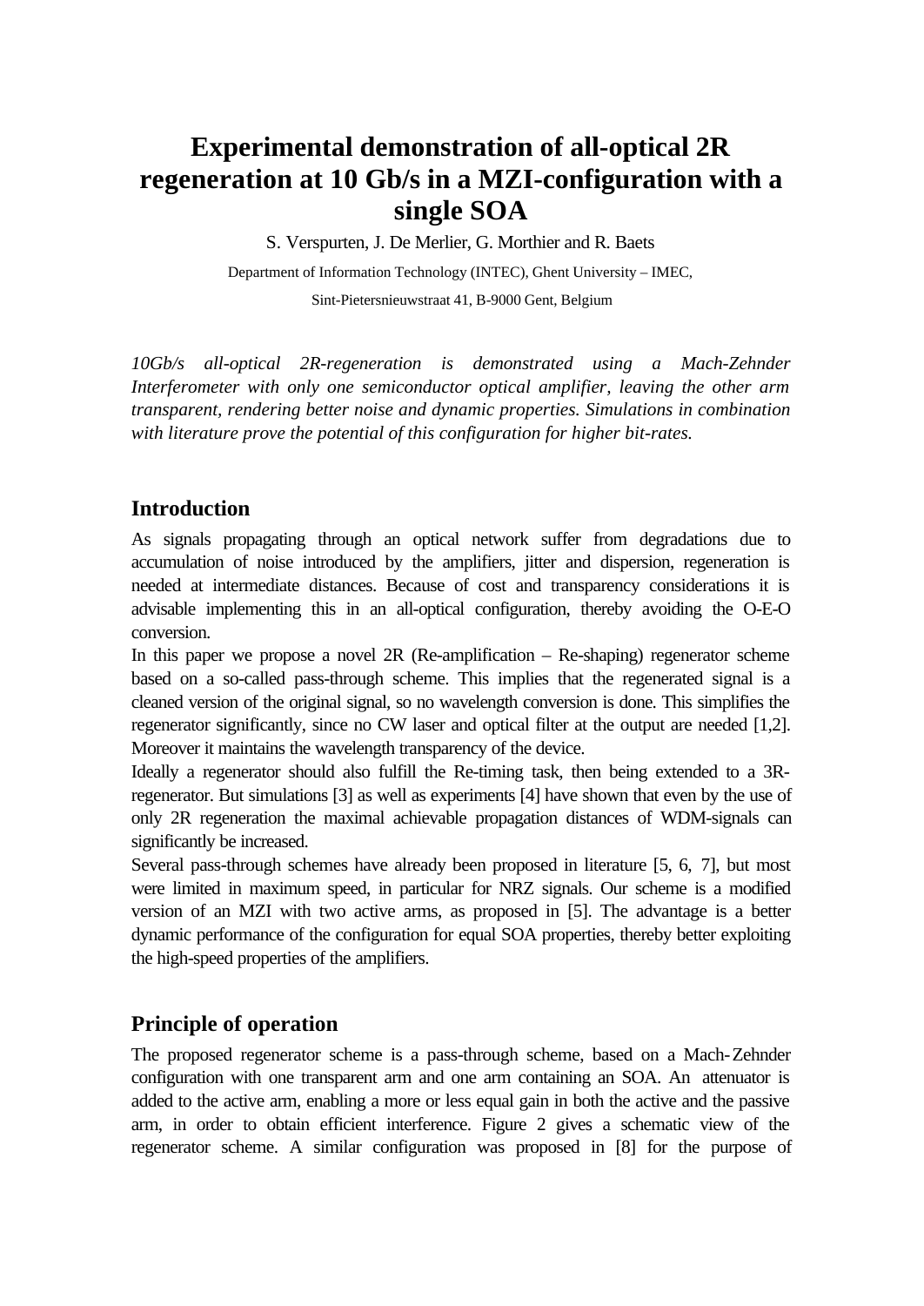# Experimental demonstration of all-optical 2R regeneration at 10 Gb/s in a MZI-configuration with a single SOA

S. Verspurten, J. De Merlier, G. Morthier and R. Baets

Department of Information Technology (INTEC), Ghent University – IMEC,

Sint-Pietersnieuwstraat 41, B-9000 Gent, Belgium

*10Gb/s all-optical 2R-regeneration is demonstrated using a Mach-Zehnder Interferometer with only one semiconductor optical amplifier, leaving the other arm transparent, rendering better noise and dynamic properties. Simulations in combination with literature prove the potential of this configuration for higher bit-rates.*

## Introduction

As signals propagating through an optical network suffer from degradations due to accumulation of noise introduced by the amplifiers, jitter and dispersion, regeneration is needed at intermediate distances. Because of cost and transparency considerations it is advisable implementing this in an all-optical configuration, thereby avoiding the O-E-O conversion.

In this paper we propose a novel 2R (Re-amplification – Re-shaping) regenerator scheme based on a so-called pass-through scheme. This implies that the regenerated signal is a cleaned version of the original signal, so no wavelength conversion is done. This simplifies the regenerator significantly, since no CW laser and optical filter at the output are needed [1,2]. Moreover it maintains the wavelength transparency of the device.

Ideally a regenerator should also fulfill the Re-timing task, then being extended to a 3R-regenerator. But simulations [3] as well as experiments [4] have shown that even by the use of only 2R regeneration the maximal achievable propagation distances of WDM-signals can significantly be increased.

Several pass-through schemes have already been proposed in literature [5, 6, 7], but most were limited in maximum speed, in particular for NRZ signals. Our scheme is a modified version of an MZI with two active arms, as proposed in [5]. The advantage is a better dynamic performance of the configuration for equal SOA properties, thereby better exploiting the high-speed properties of the amplifiers.

## Principle of operation

The proposed regenerator scheme is a pass-through scheme, based on a Mach-Zehnder configuration with one transparent arm and one arm containing an SOA. An attenuator is added to the active arm, enabling a more or less equal gain in both the active and the passive arm, in order to obtain efficient interference. Figure 2 gives a schematic view of the regenerator scheme. A similar configuration was proposed in [8] for the purpose of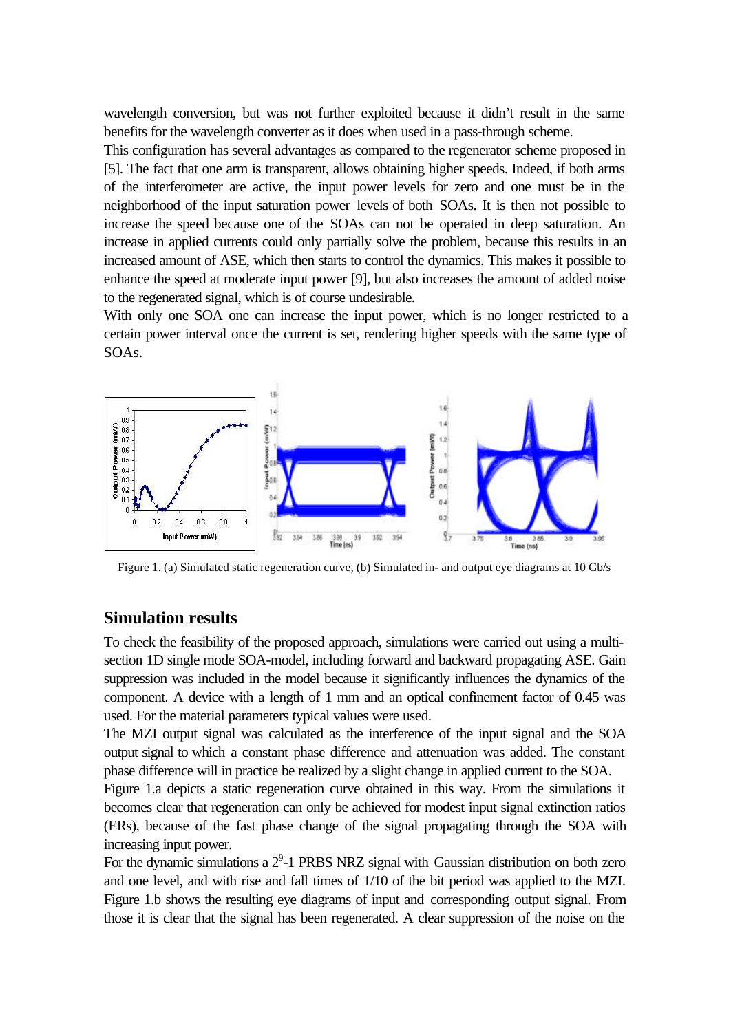wavelength conversion, but was not further exploited because it didn't result in the same benefits for the wavelength converter as it does when used in a pass-through scheme.

This configuration has several advantages as compared to the regenerator scheme proposed in [5]. The fact that one arm is transparent, allows obtaining higher speeds. Indeed, if both arms of the interferometer are active, the input power levels for zero and one must be in the neighborhood of the input saturation power levels of both SOAs. It is then not possible to increase the speed because one of the SOAs can not be operated in deep saturation. An increase in applied currents could only partially solve the problem, because this results in an increased amount of ASE, which then starts to control the dynamics. This makes it possible to enhance the speed at moderate input power [9], but also increases the amount of added noise to the regenerated signal, which is of course undesirable.

With only one SOA one can increase the input power, which is no longer restricted to a certain power interval once the current is set, rendering higher speeds with the same type of SOAs.

Figure 1. (a) Simulated static regeneration curve, (b) Simulated in- and output eye diagrams at 10 Gb/s

## Simulation results

To check the feasibility of the proposed approach, simulations were carried out using a multi-section 1D single mode SOA-model, including forward and backward propagating ASE. Gain suppression was included in the model because it significantly influences the dynamics of the component. A device with a length of 1 mm and an optical confinement factor of 0.45 was used. For the material parameters typical values were used.

The MZI output signal was calculated as the interference of the input signal and the SOA output signal to which a constant phase difference and attenuation was added. The constant phase difference will in practice be realized by a slight change in applied current to the SOA.

Figure 1.a depicts a static regeneration curve obtained in this way. From the simulations it becomes clear that regeneration can only be achieved for modest input signal extinction ratios (ERs), because of the fast phase change of the signal propagating through the SOA with increasing input power.

For the dynamic simulations a $2^9$-1 PRBS NRZ signal with Gaussian distribution on both zero and one level, and with rise and fall times of 1/10 of the bit period was applied to the MZI. Figure 1.b shows the resulting eye diagrams of input and corresponding output signal. From those it is clear that the signal has been regenerated. A clear suppression of the noise on the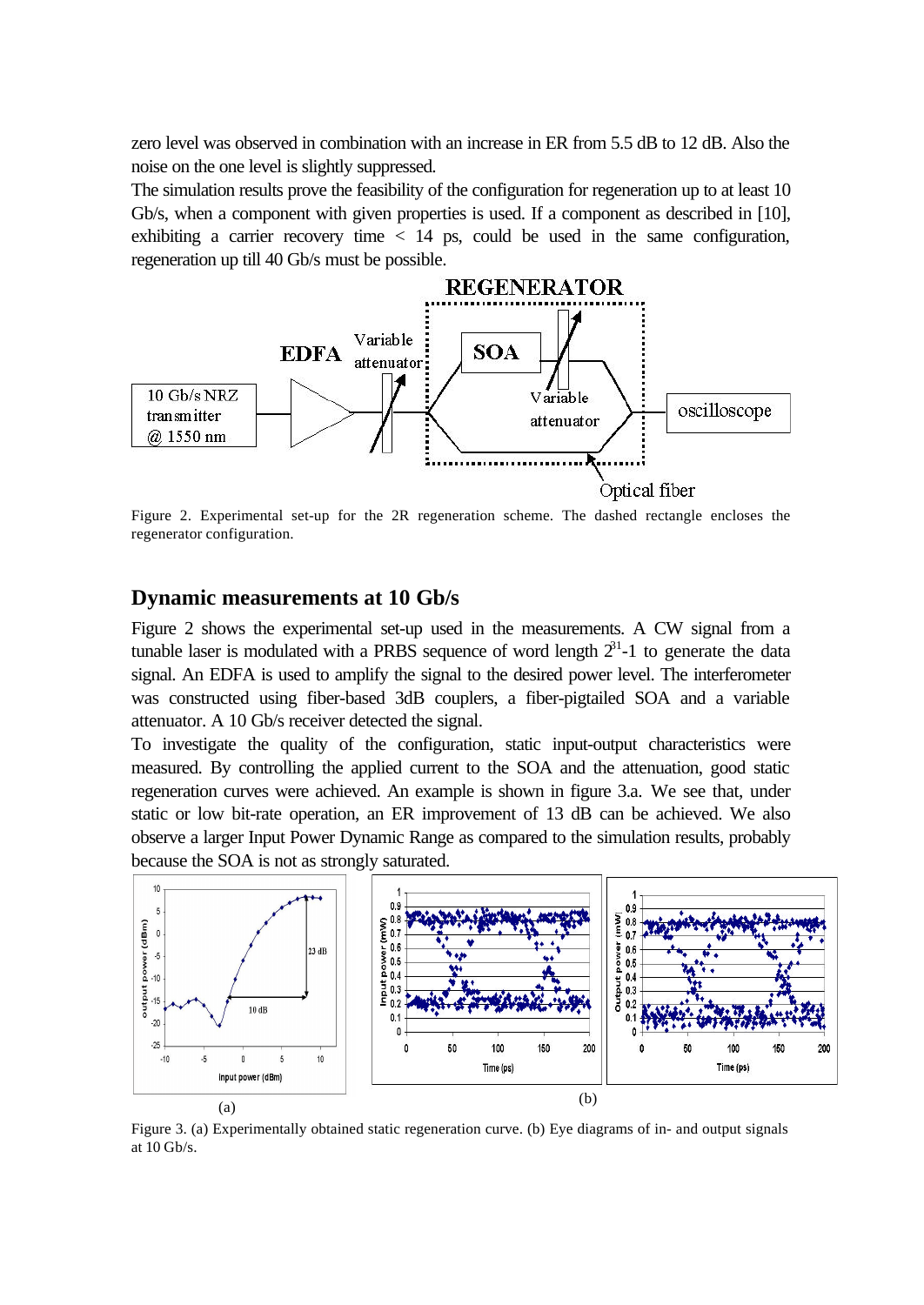zero level was observed in combination with an increase in ER from 5.5 dB to 12 dB. Also the noise on the one level is slightly suppressed.

The simulation results prove the feasibility of the configuration for regeneration up to at least 10 Gb/s, when a component with given properties is used. If a component as described in [10], exhibiting a carrier recovery time < 14 ps, could be used in the same configuration, regeneration up till 40 Gb/s must be possible.

Figure 2. Experimental set-up for the 2R regeneration scheme. The dashed rectangle encloses the regenerator configuration.

## Dynamic measurements at 10 Gb/s

Figure 2 shows the experimental set-up used in the measurements. A CW signal from a tunable laser is modulated with a PRBS sequence of word length $2^{31}$-1 to generate the data signal. An EDFA is used to amplify the signal to the desired power level. The interferometer was constructed using fiber-based 3dB couplers, a fiber-pigtailed SOA and a variable attenuator. A 10 Gb/s receiver detected the signal.

To investigate the quality of the configuration, static input-output characteristics were measured. By controlling the applied current to the SOA and the attenuation, good static regeneration curves were achieved. An example is shown in figure 3.a. We see that, under static or low bit-rate operation, an ER improvement of 13 dB can be achieved. We also observe a larger Input Power Dynamic Range as compared to the simulation results, probably because the SOA is not as strongly saturated.

Figure 3. (a) Experimentally obtained static regeneration curve. (b) Eye diagrams of in- and output signals at 10 Gb/s.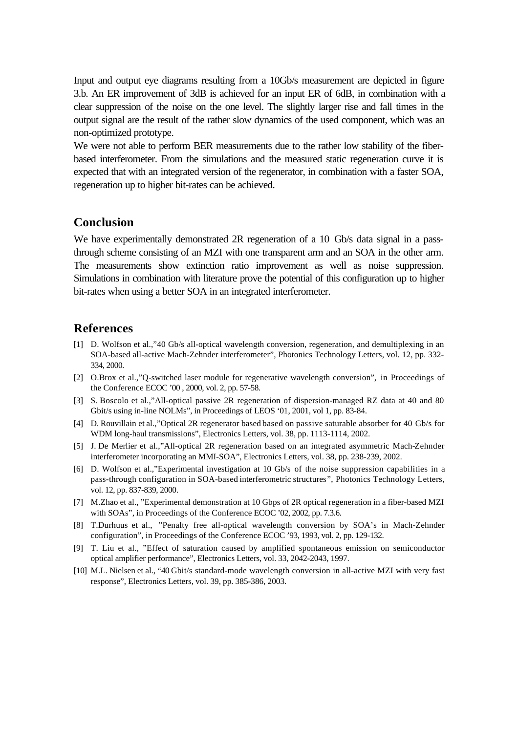Input and output eye diagrams resulting from a 10Gb/s measurement are depicted in figure 3.b. An ER improvement of 3dB is achieved for an input ER of 6dB, in combination with a clear suppression of the noise on the one level. The slightly larger rise and fall times in the output signal are the result of the rather slow dynamics of the used component, which was an non-optimized prototype.

We were not able to perform BER measurements due to the rather low stability of the fiber-based interferometer. From the simulations and the measured static regeneration curve it is expected that with an integrated version of the regenerator, in combination with a faster SOA, regeneration up to higher bit-rates can be achieved.

## Conclusion

We have experimentally demonstrated 2R regeneration of a 10 Gb/s data signal in a pass-through scheme consisting of an MZI with one transparent arm and an SOA in the other arm. The measurements show extinction ratio improvement as well as noise suppression. Simulations in combination with literature prove the potential of this configuration up to higher bit-rates when using a better SOA in an integrated interferometer.

## References

[1] D. Wolfson et al.,"40 Gb/s all-optical wavelength conversion, regeneration, and demultiplexing in an SOA-based all-active Mach-Zehnder interferometer", Photonics Technology Letters, vol. 12, pp. 332-334, 2000.

[2] O.Brox et al.,"Q-switched laser module for regenerative wavelength conversion", in Proceedings of the Conference ECOC '00 , 2000, vol. 2, pp. 57-58.

[3] S. Boscolo et al.,"All-optical passive 2R regeneration of dispersion-managed RZ data at 40 and 80 Gbit/s using in-line NOLMs", in Proceedings of LEOS '01, 2001, vol 1, pp. 83-84.

[4] D. Rouvillain et al.,"Optical 2R regenerator based based on passive saturable absorber for 40 Gb/s for WDM long-haul transmissions", Electronics Letters, vol. 38, pp. 1113-1114, 2002.

[5] J. De Merlier et al.,"All-optical 2R regeneration based on an integrated asymmetric Mach-Zehnder interferometer incorporating an MMI-SOA", Electronics Letters, vol. 38, pp. 238-239, 2002.

[6] D. Wolfson et al.,"Experimental investigation at 10 Gb/s of the noise suppression capabilities in a pass-through configuration in SOA-based interferometric structures", Photonics Technology Letters, vol. 12, pp. 837-839, 2000.

[7] M.Zhao et al., "Experimental demonstration at 10 Gbps of 2R optical regeneration in a fiber-based MZI with SOAs", in Proceedings of the Conference ECOC '02, 2002, pp. 7.3.6.

[8] T.Durhuus et al., "Penalty free all-optical wavelength conversion by SOA's in Mach-Zehnder configuration", in Proceedings of the Conference ECOC '93, 1993, vol. 2, pp. 129-132.

[9] T. Liu et al., "Effect of saturation caused by amplified spontaneous emission on semiconductor optical amplifier performance", Electronics Letters, vol. 33, 2042-2043, 1997.

[10] M.L. Nielsen et al., "40 Gbit/s standard-mode wavelength conversion in all-active MZI with very fast response", Electronics Letters, vol. 39, pp. 385-386, 2003.